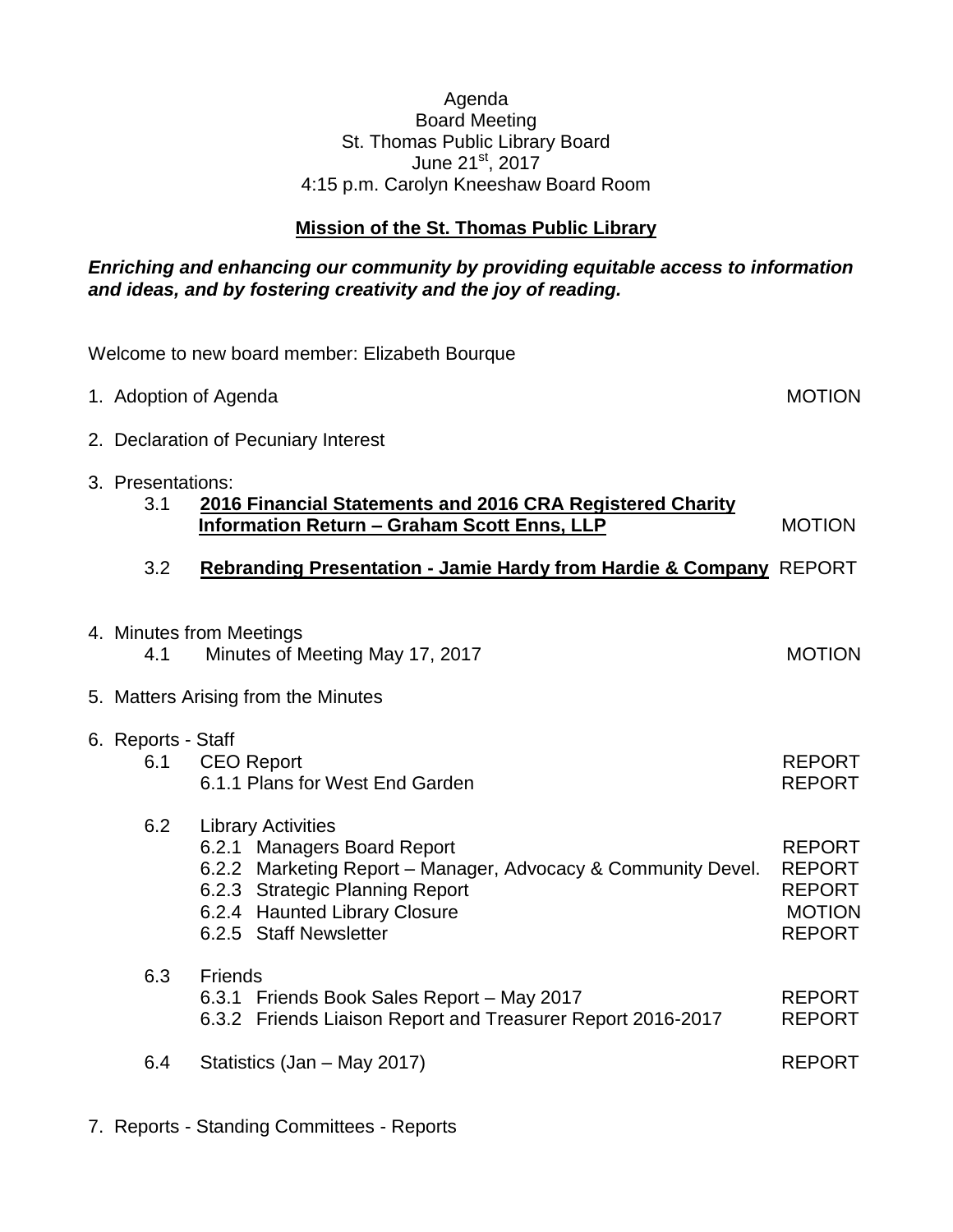Agenda
Board Meeting
St. Thomas Public Library Board
June 21st, 2017
4:15 p.m. Carolyn Kneeshaw Board Room

**Mission of the St. Thomas Public Library**

***Enriching and enhancing our community by providing equitable access to information and ideas, and by fostering creativity and the joy of reading.***

Welcome to new board member: Elizabeth Bourque

1. Adoption of Agenda — MOTION

2. Declaration of Pecuniary Interest

3. Presentations:
   - 3.1 **2016 Financial Statements and 2016 CRA Registered Charity Information Return – Graham Scott Enns, LLP** — MOTION
   - 3.2 **Rebranding Presentation - Jamie Hardy from Hardie & Company** — REPORT

4. Minutes from Meetings
   - 4.1 Minutes of Meeting May 17, 2017 — MOTION

5. Matters Arising from the Minutes

6. Reports - Staff
   - 6.1 CEO Report — REPORT
     - 6.1.1 Plans for West End Garden — REPORT
   - 6.2 Library Activities
     - 6.2.1 Managers Board Report — REPORT
     - 6.2.2 Marketing Report – Manager, Advocacy & Community Devel. — REPORT
     - 6.2.3 Strategic Planning Report — REPORT
     - 6.2.4 Haunted Library Closure — MOTION
     - 6.2.5 Staff Newsletter — REPORT
   - 6.3 Friends
     - 6.3.1 Friends Book Sales Report – May 2017 — REPORT
     - 6.3.2 Friends Liaison Report and Treasurer Report 2016-2017 — REPORT
   - 6.4 Statistics (Jan – May 2017) — REPORT

7. Reports - Standing Committees - Reports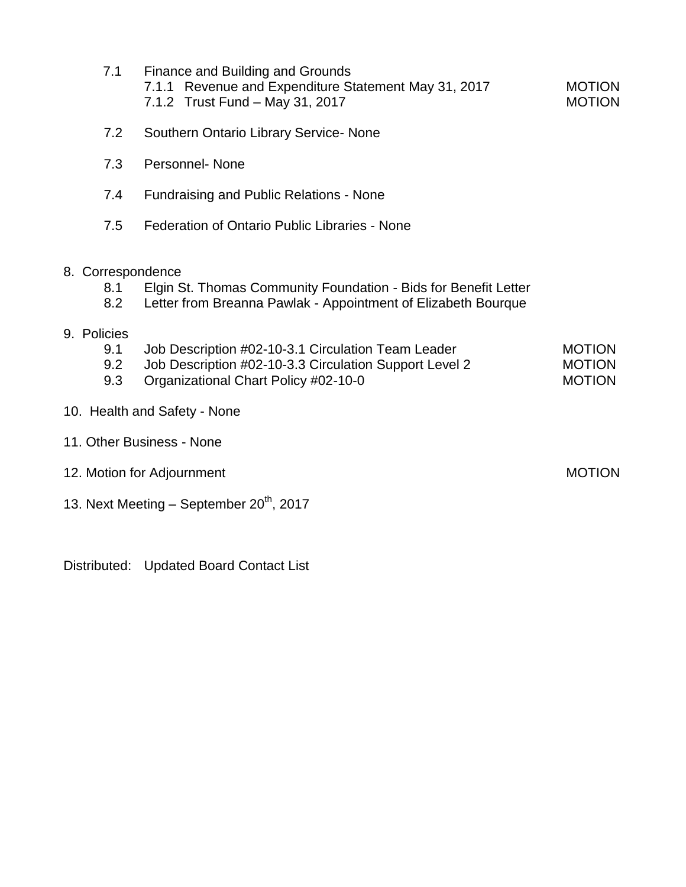7.1 Finance and Building and Grounds
  - 7.1.1 Revenue and Expenditure Statement May 31, 2017 — MOTION
  - 7.1.2 Trust Fund – May 31, 2017 — MOTION

7.2 Southern Ontario Library Service- None

7.3 Personnel- None

7.4 Fundraising and Public Relations - None

7.5 Federation of Ontario Public Libraries - None

8. Correspondence
   - 8.1 Elgin St. Thomas Community Foundation - Bids for Benefit Letter
   - 8.2 Letter from Breanna Pawlak - Appointment of Elizabeth Bourque

9. Policies
   - 9.1 Job Description #02-10-3.1 Circulation Team Leader — MOTION
   - 9.2 Job Description #02-10-3.3 Circulation Support Level 2 — MOTION
   - 9.3 Organizational Chart Policy #02-10-0 — MOTION

10. Health and Safety - None

11. Other Business - None

12. Motion for Adjournment — MOTION

13. Next Meeting – September 20th, 2017

Distributed: Updated Board Contact List